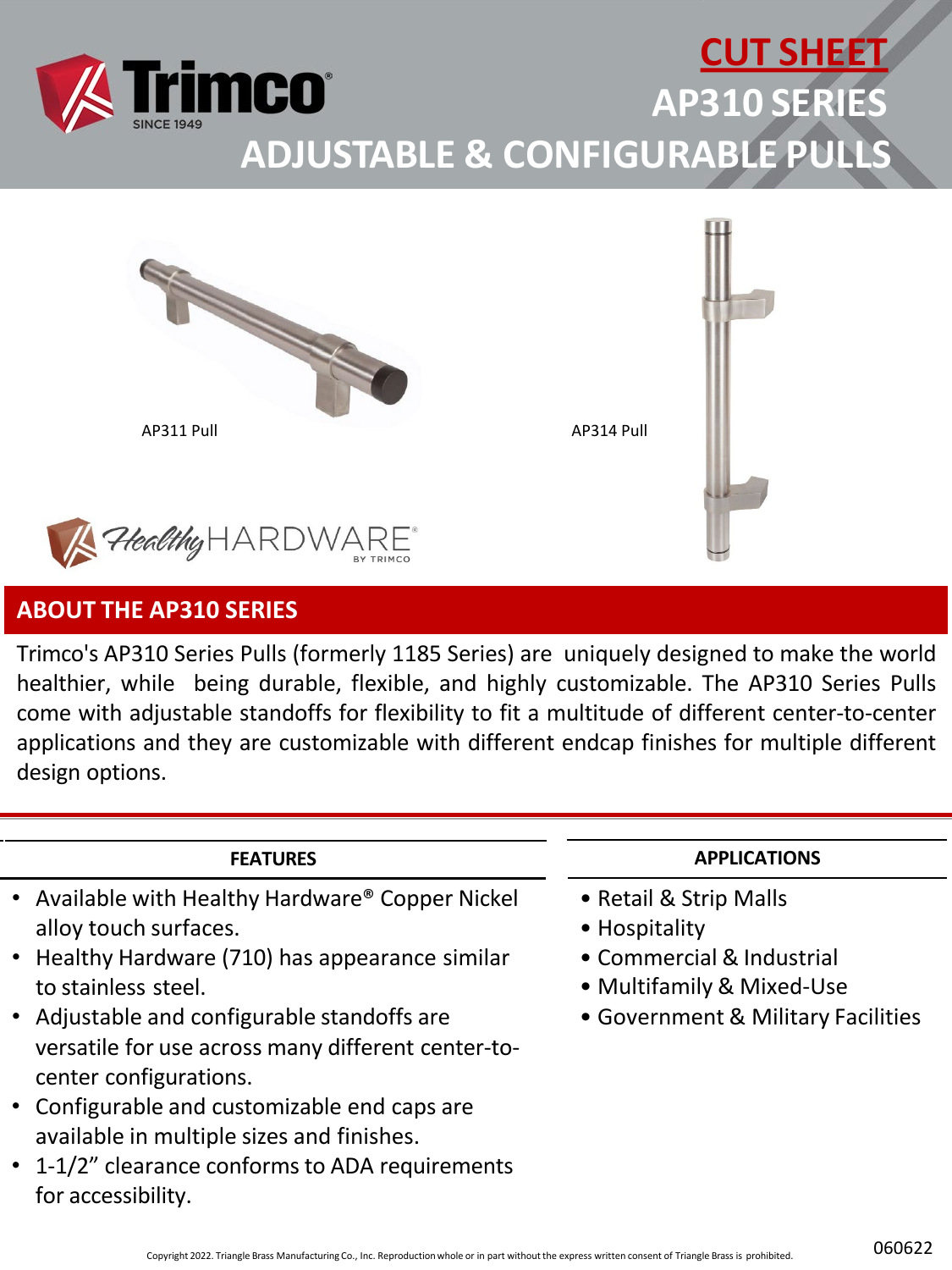# CUT SHEET

# AP310 SERIES

# ADJUSTABLE & CONFIGURABLE PULLS

AP311 Pull

AP314 Pull

## ABOUT THE AP310 SERIES

Trimco's AP310 Series Pulls (formerly 1185 Series) are uniquely designed to make the world healthier, while being durable, flexible, and highly customizable. The AP310 Series Pulls come with adjustable standoffs for flexibility to fit a multitude of different center-to-center applications and they are customizable with different endcap finishes for multiple different design options.

### FEATURES

- Available with Healthy Hardware® Copper Nickel alloy touch surfaces.
- Healthy Hardware (710) has appearance similar to stainless steel.
- Adjustable and configurable standoffs are versatile for use across many different center-to-center configurations.
- Configurable and customizable end caps are available in multiple sizes and finishes.
- 1-1/2" clearance conforms to ADA requirements for accessibility.

### APPLICATIONS

- Retail & Strip Malls
- Hospitality
- Commercial & Industrial
- Multifamily & Mixed-Use
- Government & Military Facilities

Copyright 2022. Triangle Brass Manufacturing Co., Inc. Reproduction whole or in part without the express written consent of Triangle Brass is prohibited.

060622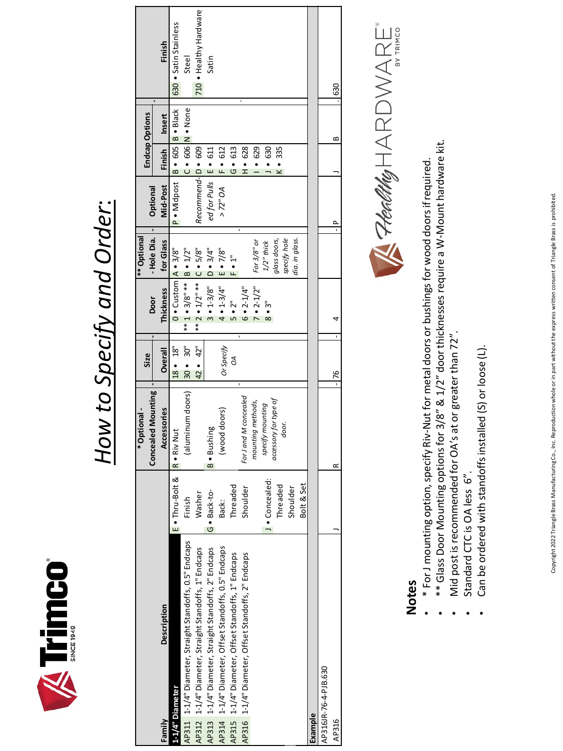# How to Specify and Order:

| Family | Description | | *Optional - Concealed Mounting Accessories | Size Overall | Door Thickness | ** Optional - Hole Dia. for Glass | Optional Mid-Post | Endcap Options Finish | Endcap Options Insert | Finish |
|---|---|---|---|---|---|---|---|---|---|---|
| **1-1/4" Diameter** | | | | | | | | | | |
| AP311 | 1-1/4" Diameter, Straight Standoffs, 0.5" Endcaps | E • Thru-Bolt & Finish Washer | R • Riv Nut (aluminum doors) | 18 • 18" | 0 • Custom | A • 3/8" | P • Midpost | B • 605 | B • Black | 630 • Satin Stainless Steel |
| AP312 | 1-1/4" Diameter, Straight Standoffs, 1" Endcaps | G • Back-to-Back: Threaded Shoulder | B • Bushing (wood doors) | 30 • 30" | ** 1 • 3/8" ** | B • 1/2" | Recommended for Pulls > 72" OA | C • 606 | N • None | 710 • Healthy Hardware Satin |
| AP313 | 1-1/4" Diameter, Straight Standoffs, 2" Endcaps | J • Concealed: Threaded Shoulder Bolt & Set | For J and M concealed mounting methods, specify mounting accessory for type of door. | 42 • 42" | ** 2 • 1/2" ** | C • 5/8" | | D • 609 | | |
| AP314 | 1-1/4" Diameter, Offset Standoffs, 0.5" Endcaps | | | Or Specify OA | 3 • 1-3/8" | D • 3/4" | | E • 611 | | |
| AP315 | 1-1/4" Diameter, Offset Standoffs, 1" Endcaps | | | | 4 • 1-3/4" | E • 7/8" | | F • 612 | | |
| AP316 | 1-1/4" Diameter, Offset Standoffs, 2" Endcaps | | | | 5 • 2" | F • 1" | | G • 613 | | |
| | | | | | 6 • 2-1/4" | For 3/8" or 1/2" thick glass doors, specify hole dia. in glass. | | H • 628 | | |
| | | | | | 7 • 2-1/2" | | | I • 629 | | |
| | | | | | 8 • 3" | | | J • 630 | | |
| | | | | | | | | K • 335 | | |
| **Example** | | | | | | | | | | |
| AP316JR-76-4-PJB.630 | | | | | | | | | | |
| AP316 | | J | R | 76 | 4 | | P | J | B | 630 |

## Notes

- \* For J mounting option, specify Riv-Nut for metal doors or bushings for wood doors if required.
- ** Glass Door Mounting options for 3/8" & 1/2" door thicknesses require a W-Mount hardware kit.
- Mid post is recommended for OA's at or greater than 72".
- Standard CTC is OA less 6".
- Can be ordered with standoffs installed (S) or loose (L).

Copyright 2022 Triangle Brass Manufacturing Co., Inc. Reproduction whole or in part without the express written consent of Triangle Brass is prohibited.